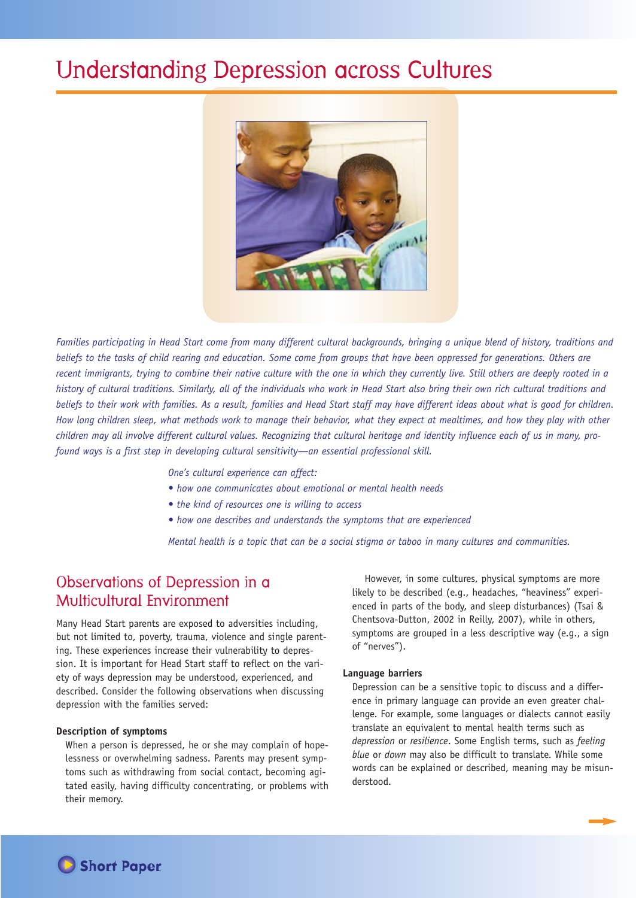# Understanding Depression across Cultures

*Families participating in Head Start come from many different cultural backgrounds, bringing a unique blend of history, traditions and beliefs to the tasks of child rearing and education. Some come from groups that have been oppressed for generations. Others are recent immigrants, trying to combine their native culture with the one in which they currently live. Still others are deeply rooted in a history of cultural traditions. Similarly, all of the individuals who work in Head Start also bring their own rich cultural traditions and beliefs to their work with families. As a result, families and Head Start staff may have different ideas about what is good for children. How long children sleep, what methods work to manage their behavior, what they expect at mealtimes, and how they play with other children may all involve different cultural values. Recognizing that cultural heritage and identity influence each of us in many, profound ways is a first step in developing cultural sensitivity—an essential professional skill.*

*One's cultural experience can affect:*

- *how one communicates about emotional or mental health needs*
- *the kind of resources one is willing to access*
- *how one describes and understands the symptoms that are experienced*

*Mental health is a topic that can be a social stigma or taboo in many cultures and communities.*

## Observations of Depression in a Multicultural Environment

Many Head Start parents are exposed to adversities including, but not limited to, poverty, trauma, violence and single parenting. These experiences increase their vulnerability to depression. It is important for Head Start staff to reflect on the variety of ways depression may be understood, experienced, and described. Consider the following observations when discussing depression with the families served:

**Description of symptoms**

When a person is depressed, he or she may complain of hopelessness or overwhelming sadness. Parents may present symptoms such as withdrawing from social contact, becoming agitated easily, having difficulty concentrating, or problems with their memory.

However, in some cultures, physical symptoms are more likely to be described (e.g., headaches, "heaviness" experienced in parts of the body, and sleep disturbances) (Tsai & Chentsova-Dutton, 2002 in Reilly, 2007), while in others, symptoms are grouped in a less descriptive way (e.g., a sign of "nerves").

**Language barriers**

Depression can be a sensitive topic to discuss and a difference in primary language can provide an even greater challenge. For example, some languages or dialects cannot easily translate an equivalent to mental health terms such as *depression* or *resilience*. Some English terms, such as *feeling blue* or *down* may also be difficult to translate. While some words can be explained or described, meaning may be misunderstood.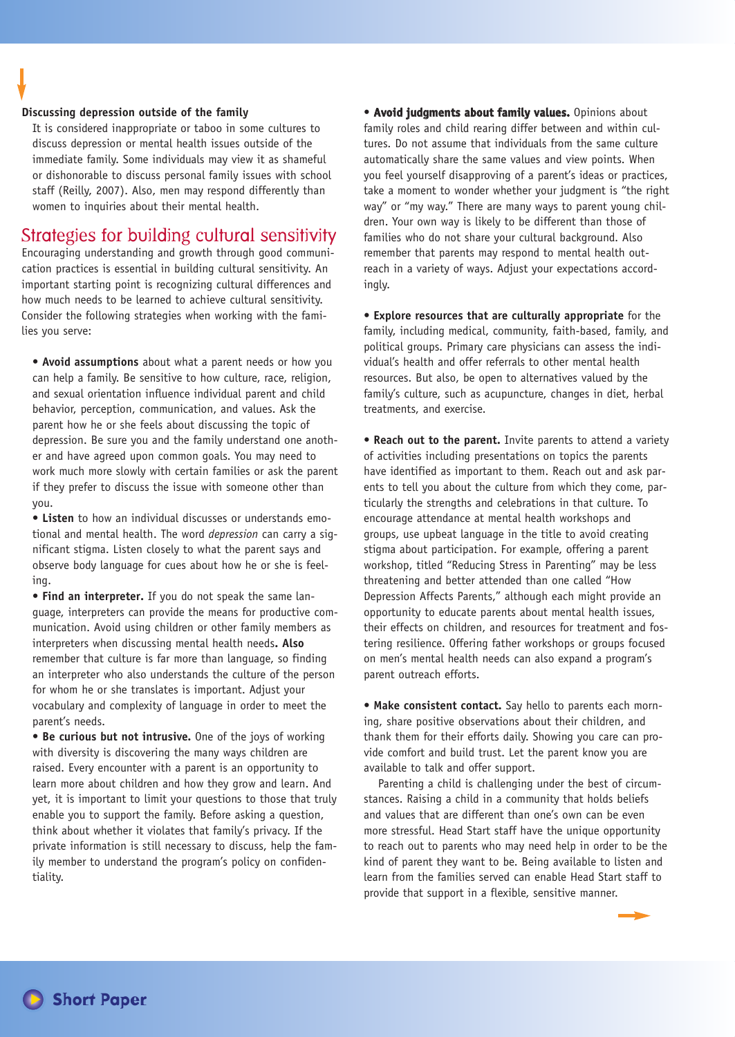**Discussing depression outside of the family**

It is considered inappropriate or taboo in some cultures to discuss depression or mental health issues outside of the immediate family. Some individuals may view it as shameful or dishonorable to discuss personal family issues with school staff (Reilly, 2007). Also, men may respond differently than women to inquiries about their mental health.

## Strategies for building cultural sensitivity

Encouraging understanding and growth through good communication practices is essential in building cultural sensitivity. An important starting point is recognizing cultural differences and how much needs to be learned to achieve cultural sensitivity. Consider the following strategies when working with the families you serve:

- **Avoid assumptions** about what a parent needs or how you can help a family. Be sensitive to how culture, race, religion, and sexual orientation influence individual parent and child behavior, perception, communication, and values. Ask the parent how he or she feels about discussing the topic of depression. Be sure you and the family understand one another and have agreed upon common goals. You may need to work much more slowly with certain families or ask the parent if they prefer to discuss the issue with someone other than you.
- **Listen** to how an individual discusses or understands emotional and mental health. The word *depression* can carry a significant stigma. Listen closely to what the parent says and observe body language for cues about how he or she is feeling.
- **Find an interpreter.** If you do not speak the same language, interpreters can provide the means for productive communication. Avoid using children or other family members as interpreters when discussing mental health needs**. Also** remember that culture is far more than language, so finding an interpreter who also understands the culture of the person for whom he or she translates is important. Adjust your vocabulary and complexity of language in order to meet the parent's needs.
- **Be curious but not intrusive.** One of the joys of working with diversity is discovering the many ways children are raised. Every encounter with a parent is an opportunity to learn more about children and how they grow and learn. And yet, it is important to limit your questions to those that truly enable you to support the family. Before asking a question, think about whether it violates that family's privacy. If the private information is still necessary to discuss, help the family member to understand the program's policy on confidentiality.
- **Avoid judgments about family values.** Opinions about family roles and child rearing differ between and within cultures. Do not assume that individuals from the same culture automatically share the same values and view points. When you feel yourself disapproving of a parent's ideas or practices, take a moment to wonder whether your judgment is "the right way" or "my way." There are many ways to parent young children. Your own way is likely to be different than those of families who do not share your cultural background. Also remember that parents may respond to mental health outreach in a variety of ways. Adjust your expectations accordingly.
- **Explore resources that are culturally appropriate** for the family, including medical, community, faith-based, family, and political groups. Primary care physicians can assess the individual's health and offer referrals to other mental health resources. But also, be open to alternatives valued by the family's culture, such as acupuncture, changes in diet, herbal treatments, and exercise.
- **Reach out to the parent.** Invite parents to attend a variety of activities including presentations on topics the parents have identified as important to them. Reach out and ask parents to tell you about the culture from which they come, particularly the strengths and celebrations in that culture. To encourage attendance at mental health workshops and groups, use upbeat language in the title to avoid creating stigma about participation. For example, offering a parent workshop, titled "Reducing Stress in Parenting" may be less threatening and better attended than one called "How Depression Affects Parents," although each might provide an opportunity to educate parents about mental health issues, their effects on children, and resources for treatment and fostering resilience. Offering father workshops or groups focused on men's mental health needs can also expand a program's parent outreach efforts.
- **Make consistent contact.** Say hello to parents each morning, share positive observations about their children, and thank them for their efforts daily. Showing you care can provide comfort and build trust. Let the parent know you are available to talk and offer support.

Parenting a child is challenging under the best of circumstances. Raising a child in a community that holds beliefs and values that are different than one's own can be even more stressful. Head Start staff have the unique opportunity to reach out to parents who may need help in order to be the kind of parent they want to be. Being available to listen and learn from the families served can enable Head Start staff to provide that support in a flexible, sensitive manner.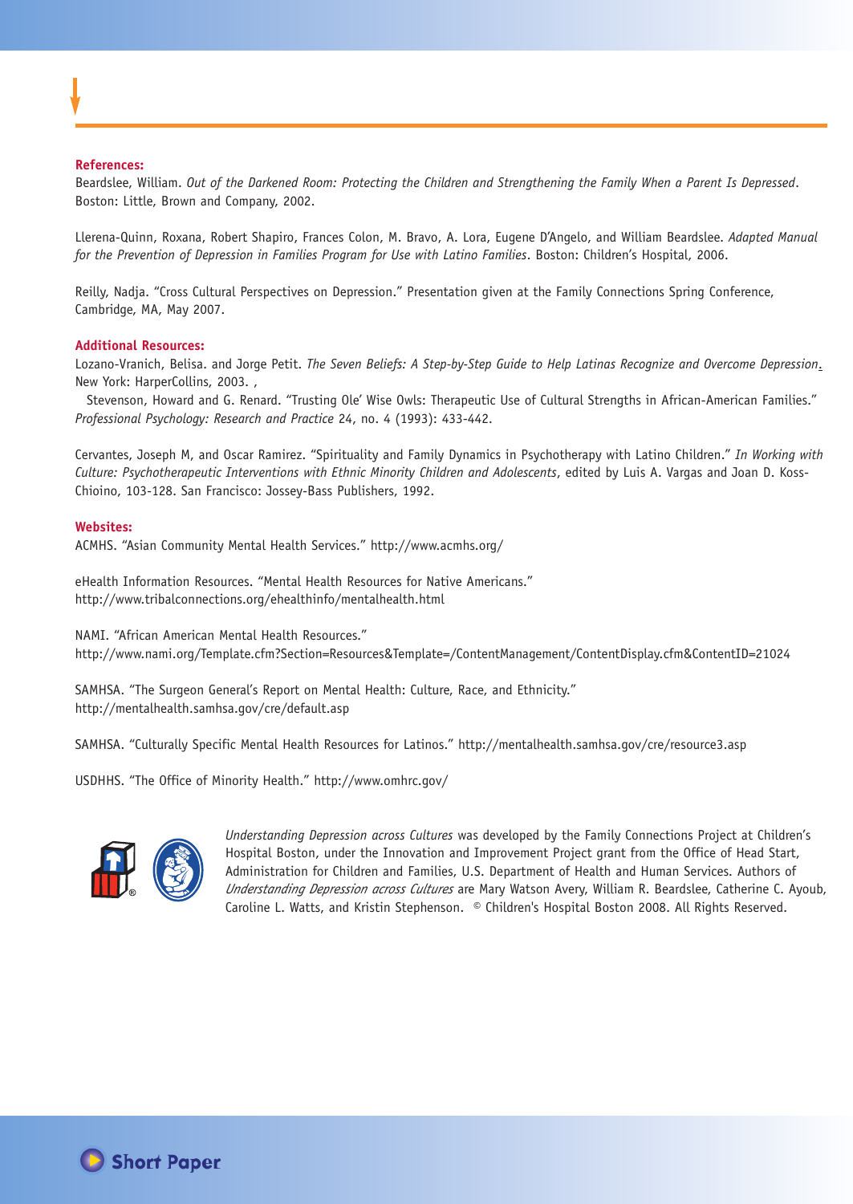**References:**

Beardslee, William. *Out of the Darkened Room: Protecting the Children and Strengthening the Family When a Parent Is Depressed*. Boston: Little, Brown and Company, 2002.

Llerena-Quinn, Roxana, Robert Shapiro, Frances Colon, M. Bravo, A. Lora, Eugene D'Angelo, and William Beardslee. *Adapted Manual for the Prevention of Depression in Families Program for Use with Latino Families*. Boston: Children's Hospital, 2006.

Reilly, Nadja. "Cross Cultural Perspectives on Depression." Presentation given at the Family Connections Spring Conference, Cambridge, MA, May 2007.

**Additional Resources:**

Lozano-Vranich, Belisa. and Jorge Petit. *The Seven Beliefs: A Step-by-Step Guide to Help Latinas Recognize and Overcome Depression*. New York: HarperCollins, 2003. ,

Stevenson, Howard and G. Renard. "Trusting Ole' Wise Owls: Therapeutic Use of Cultural Strengths in African-American Families." *Professional Psychology: Research and Practice* 24, no. 4 (1993): 433-442.

Cervantes, Joseph M, and Oscar Ramirez. "Spirituality and Family Dynamics in Psychotherapy with Latino Children." *In Working with Culture: Psychotherapeutic Interventions with Ethnic Minority Children and Adolescents*, edited by Luis A. Vargas and Joan D. Koss-Chioino, 103-128. San Francisco: Jossey-Bass Publishers, 1992.

**Websites:**

ACMHS. "Asian Community Mental Health Services." http://www.acmhs.org/

eHealth Information Resources. "Mental Health Resources for Native Americans."
http://www.tribalconnections.org/ehealthinfo/mentalhealth.html

NAMI. "African American Mental Health Resources."
http://www.nami.org/Template.cfm?Section=Resources&Template=/ContentManagement/ContentDisplay.cfm&ContentID=21024

SAMHSA. "The Surgeon General's Report on Mental Health: Culture, Race, and Ethnicity."
http://mentalhealth.samhsa.gov/cre/default.asp

SAMHSA. "Culturally Specific Mental Health Resources for Latinos." http://mentalhealth.samhsa.gov/cre/resource3.asp

USDHHS. "The Office of Minority Health." http://www.omhrc.gov/

*Understanding Depression across Cultures* was developed by the Family Connections Project at Children's Hospital Boston, under the Innovation and Improvement Project grant from the Office of Head Start, Administration for Children and Families, U.S. Department of Health and Human Services. Authors of *Understanding Depression across Cultures* are Mary Watson Avery, William R. Beardslee, Catherine C. Ayoub, Caroline L. Watts, and Kristin Stephenson. © Children's Hospital Boston 2008. All Rights Reserved.

Short Paper